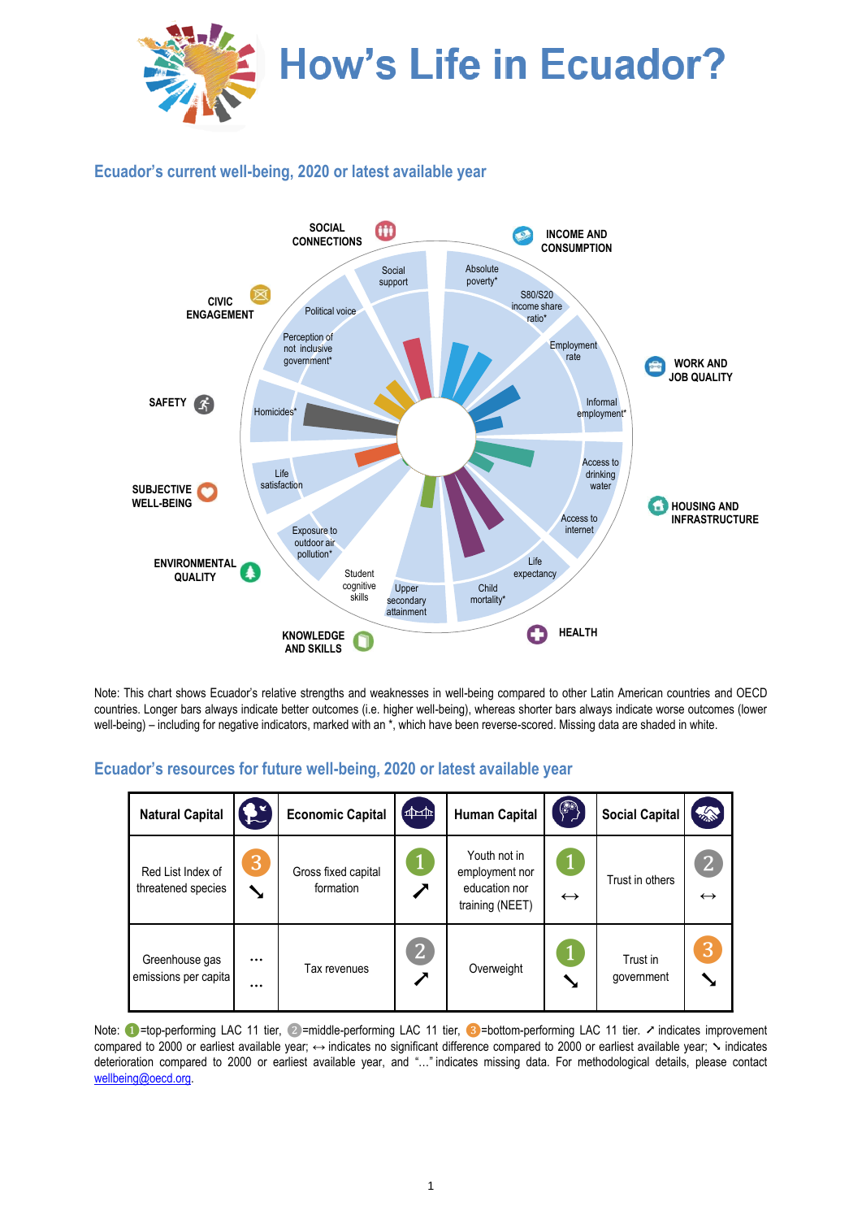# How's Life in Ecuador?

## Ecuador's current well-being, 2020 or latest available year

SOCIAL CONNECTIONS — Social support

INCOME AND CONSUMPTION — Absolute poverty*, S80/S20 income share ratio*

WORK AND JOB QUALITY — Employment rate, Informal employment*

HOUSING AND INFRASTRUCTURE — Access to drinking water, Access to internet

HEALTH — Life expectancy, Child mortality*

KNOWLEDGE AND SKILLS — Upper secondary attainment, Student cognitive skills

ENVIRONMENTAL QUALITY — Exposure to outdoor air pollution*

SUBJECTIVE WELL-BEING — Life satisfaction

SAFETY — Homicides*

CIVIC ENGAGEMENT — Perception of not inclusive government*, Political voice

Note: This chart shows Ecuador's relative strengths and weaknesses in well-being compared to other Latin American countries and OECD countries. Longer bars always indicate better outcomes (i.e. higher well-being), whereas shorter bars always indicate worse outcomes (lower well-being) – including for negative indicators, marked with an *, which have been reverse-scored. Missing data are shaded in white.

## Ecuador's resources for future well-being, 2020 or latest available year

| Natural Capital | | Economic Capital | | Human Capital | | Social Capital | |
|---|---|---|---|---|---|---|---|
| Red List Index of threatened species | 3 ↘ | Gross fixed capital formation | 1 ↗ | Youth not in employment nor education nor training (NEET) | 1 ↔ | Trust in others | 2 ↔ |
| Greenhouse gas emissions per capita | … … | Tax revenues | 2 ↗ | Overweight | 1 ↘ | Trust in government | 3 ↘ |

Note: 1=top-performing LAC 11 tier, 2=middle-performing LAC 11 tier, 3=bottom-performing LAC 11 tier. ↗ indicates improvement compared to 2000 or earliest available year; ↔ indicates no significant difference compared to 2000 or earliest available year; ↘ indicates deterioration compared to 2000 or earliest available year, and "…" indicates missing data. For methodological details, please contact wellbeing@oecd.org.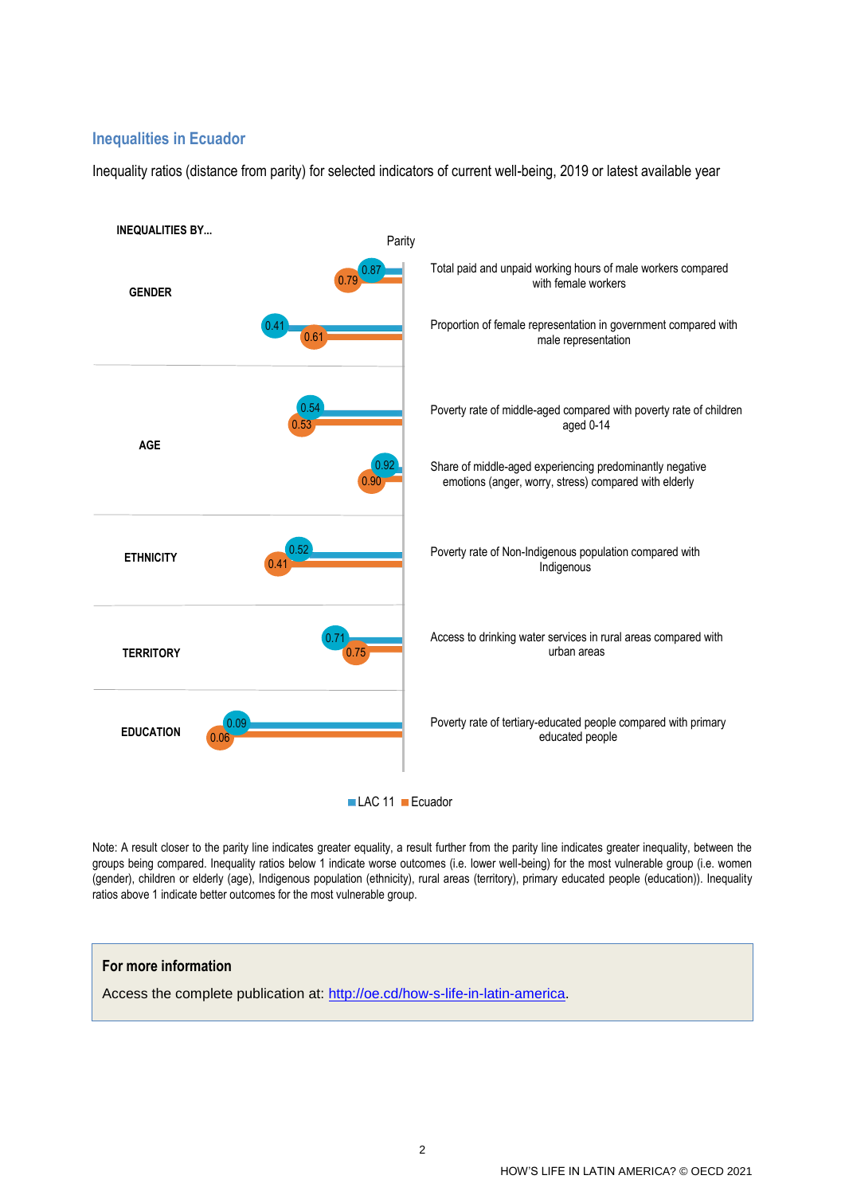## Inequalities in Ecuador

Inequality ratios (distance from parity) for selected indicators of current well-being, 2019 or latest available year

INEQUALITIES BY...

Parity

GENDER

0.87
0.79
Total paid and unpaid working hours of male workers compared with female workers

0.41
0.61
Proportion of female representation in government compared with male representation

AGE

0.54
0.53
Poverty rate of middle-aged compared with poverty rate of children aged 0-14

0.92
0.90
Share of middle-aged experiencing predominantly negative emotions (anger, worry, stress) compared with elderly

ETHNICITY

0.52
0.41
Poverty rate of Non-Indigenous population compared with Indigenous

TERRITORY

0.71
0.75
Access to drinking water services in rural areas compared with urban areas

EDUCATION

0.09
0.06
Poverty rate of tertiary-educated people compared with primary educated people

LAC 11 Ecuador

Note: A result closer to the parity line indicates greater equality, a result further from the parity line indicates greater inequality, between the groups being compared. Inequality ratios below 1 indicate worse outcomes (i.e. lower well-being) for the most vulnerable group (i.e. women (gender), children or elderly (age), Indigenous population (ethnicity), rural areas (territory), primary educated people (education)). Inequality ratios above 1 indicate better outcomes for the most vulnerable group.

**For more information**

Access the complete publication at: http://oe.cd/how-s-life-in-latin-america.